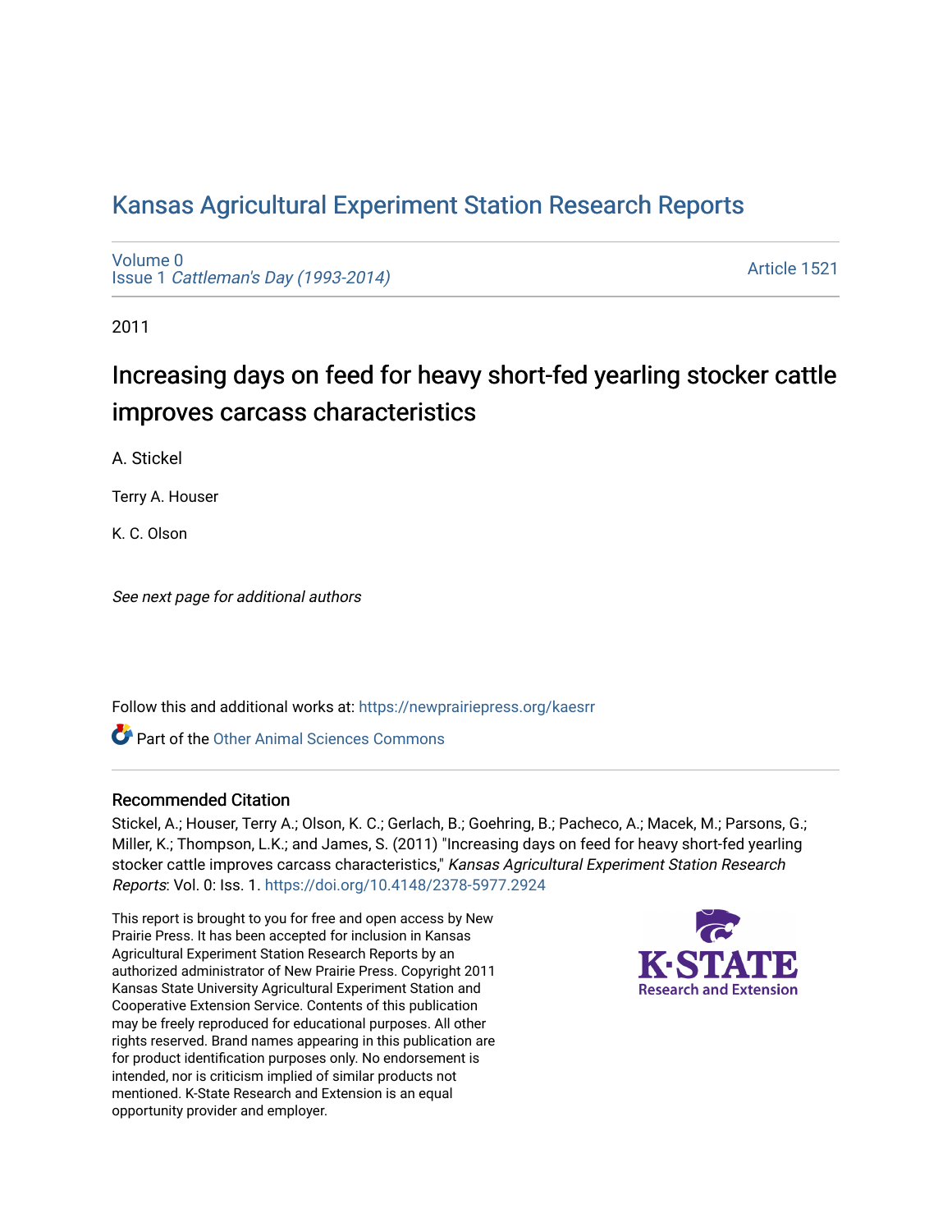# Kansas Agricultural Experiment Station Research Reports

Volume 0
Issue 1 *Cattleman's Day (1993-2014)*

Article 1521

2011

## Increasing days on feed for heavy short-fed yearling stocker cattle improves carcass characteristics

A. Stickel

Terry A. Houser

K. C. Olson

*See next page for additional authors*

Follow this and additional works at: https://newprairiepress.org/kaesrr

Part of the Other Animal Sciences Commons

### Recommended Citation

Stickel, A.; Houser, Terry A.; Olson, K. C.; Gerlach, B.; Goehring, B.; Pacheco, A.; Macek, M.; Parsons, G.; Miller, K.; Thompson, L.K.; and James, S. (2011) "Increasing days on feed for heavy short-fed yearling stocker cattle improves carcass characteristics," *Kansas Agricultural Experiment Station Research Reports*: Vol. 0: Iss. 1. https://doi.org/10.4148/2378-5977.2924

This report is brought to you for free and open access by New Prairie Press. It has been accepted for inclusion in Kansas Agricultural Experiment Station Research Reports by an authorized administrator of New Prairie Press. Copyright 2011 Kansas State University Agricultural Experiment Station and Cooperative Extension Service. Contents of this publication may be freely reproduced for educational purposes. All other rights reserved. Brand names appearing in this publication are for product identification purposes only. No endorsement is intended, nor is criticism implied of similar products not mentioned. K-State Research and Extension is an equal opportunity provider and employer.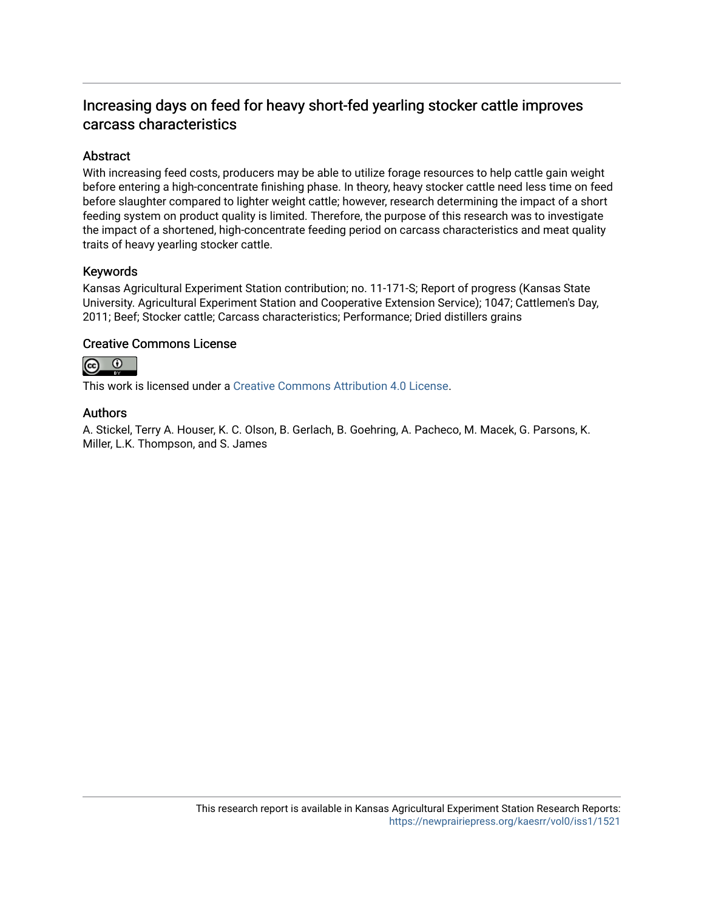# Increasing days on feed for heavy short-fed yearling stocker cattle improves carcass characteristics

## Abstract

With increasing feed costs, producers may be able to utilize forage resources to help cattle gain weight before entering a high-concentrate finishing phase. In theory, heavy stocker cattle need less time on feed before slaughter compared to lighter weight cattle; however, research determining the impact of a short feeding system on product quality is limited. Therefore, the purpose of this research was to investigate the impact of a shortened, high-concentrate feeding period on carcass characteristics and meat quality traits of heavy yearling stocker cattle.

## Keywords

Kansas Agricultural Experiment Station contribution; no. 11-171-S; Report of progress (Kansas State University. Agricultural Experiment Station and Cooperative Extension Service); 1047; Cattlemen's Day, 2011; Beef; Stocker cattle; Carcass characteristics; Performance; Dried distillers grains

## Creative Commons License

This work is licensed under a Creative Commons Attribution 4.0 License.

## Authors

A. Stickel, Terry A. Houser, K. C. Olson, B. Gerlach, B. Goehring, A. Pacheco, M. Macek, G. Parsons, K. Miller, L.K. Thompson, and S. James

This research report is available in Kansas Agricultural Experiment Station Research Reports: https://newprairiepress.org/kaesrr/vol0/iss1/1521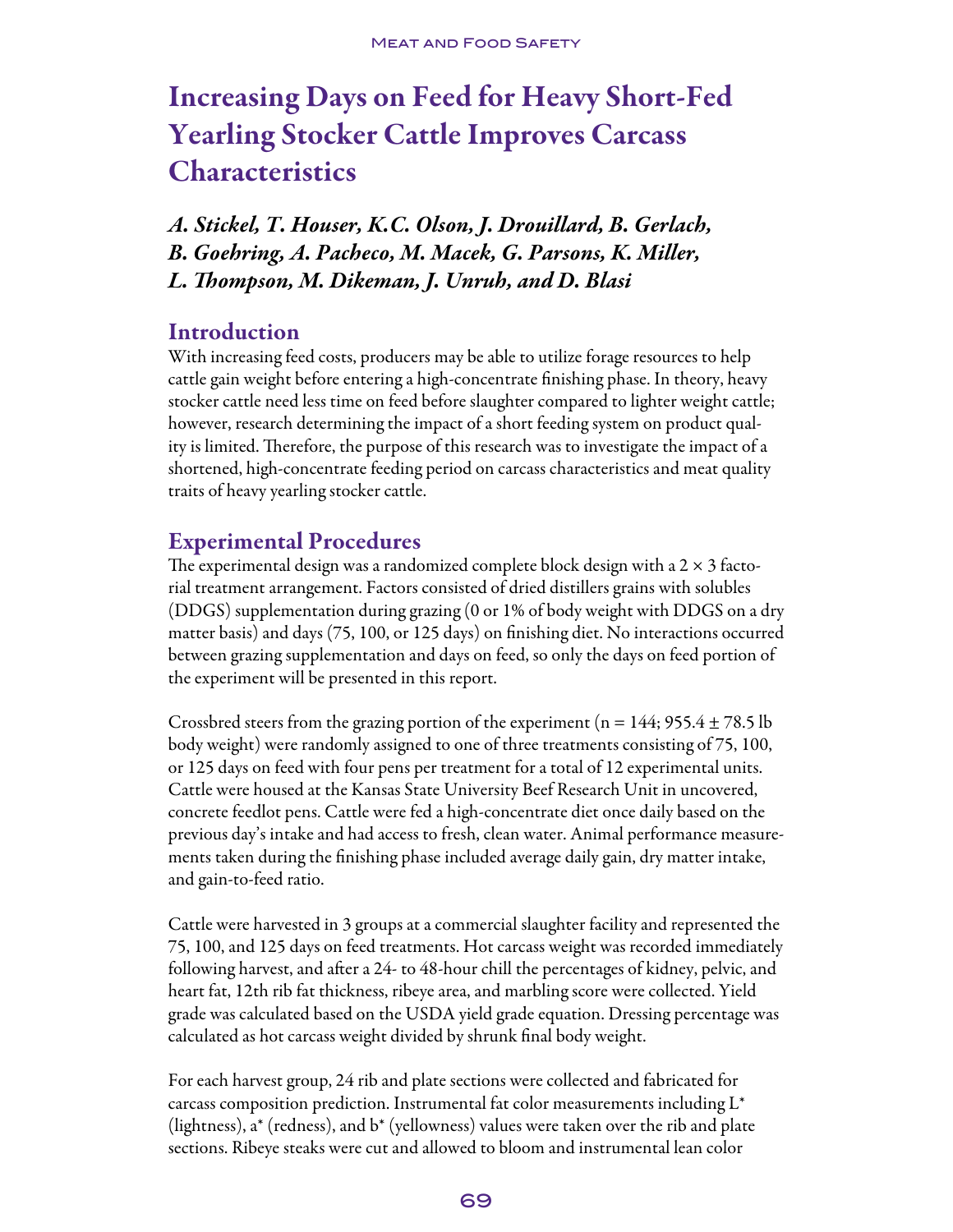# Increasing Days on Feed for Heavy Short-Fed Yearling Stocker Cattle Improves Carcass Characteristics

*A. Stickel, T. Houser, K.C. Olson, J. Drouillard, B. Gerlach, B. Goehring, A. Pacheco, M. Macek, G. Parsons, K. Miller, L. Thompson, M. Dikeman, J. Unruh, and D. Blasi*

## Introduction

With increasing feed costs, producers may be able to utilize forage resources to help cattle gain weight before entering a high-concentrate finishing phase. In theory, heavy stocker cattle need less time on feed before slaughter compared to lighter weight cattle; however, research determining the impact of a short feeding system on product quality is limited. Therefore, the purpose of this research was to investigate the impact of a shortened, high-concentrate feeding period on carcass characteristics and meat quality traits of heavy yearling stocker cattle.

## Experimental Procedures

The experimental design was a randomized complete block design with a 2 × 3 factorial treatment arrangement. Factors consisted of dried distillers grains with solubles (DDGS) supplementation during grazing (0 or 1% of body weight with DDGS on a dry matter basis) and days (75, 100, or 125 days) on finishing diet. No interactions occurred between grazing supplementation and days on feed, so only the days on feed portion of the experiment will be presented in this report.

Crossbred steers from the grazing portion of the experiment (n = 144; 955.4 ± 78.5 lb body weight) were randomly assigned to one of three treatments consisting of 75, 100, or 125 days on feed with four pens per treatment for a total of 12 experimental units. Cattle were housed at the Kansas State University Beef Research Unit in uncovered, concrete feedlot pens. Cattle were fed a high-concentrate diet once daily based on the previous day's intake and had access to fresh, clean water. Animal performance measurements taken during the finishing phase included average daily gain, dry matter intake, and gain-to-feed ratio.

Cattle were harvested in 3 groups at a commercial slaughter facility and represented the 75, 100, and 125 days on feed treatments. Hot carcass weight was recorded immediately following harvest, and after a 24- to 48-hour chill the percentages of kidney, pelvic, and heart fat, 12th rib fat thickness, ribeye area, and marbling score were collected. Yield grade was calculated based on the USDA yield grade equation. Dressing percentage was calculated as hot carcass weight divided by shrunk final body weight.

For each harvest group, 24 rib and plate sections were collected and fabricated for carcass composition prediction. Instrumental fat color measurements including L* (lightness), a* (redness), and b* (yellowness) values were taken over the rib and plate sections. Ribeye steaks were cut and allowed to bloom and instrumental lean color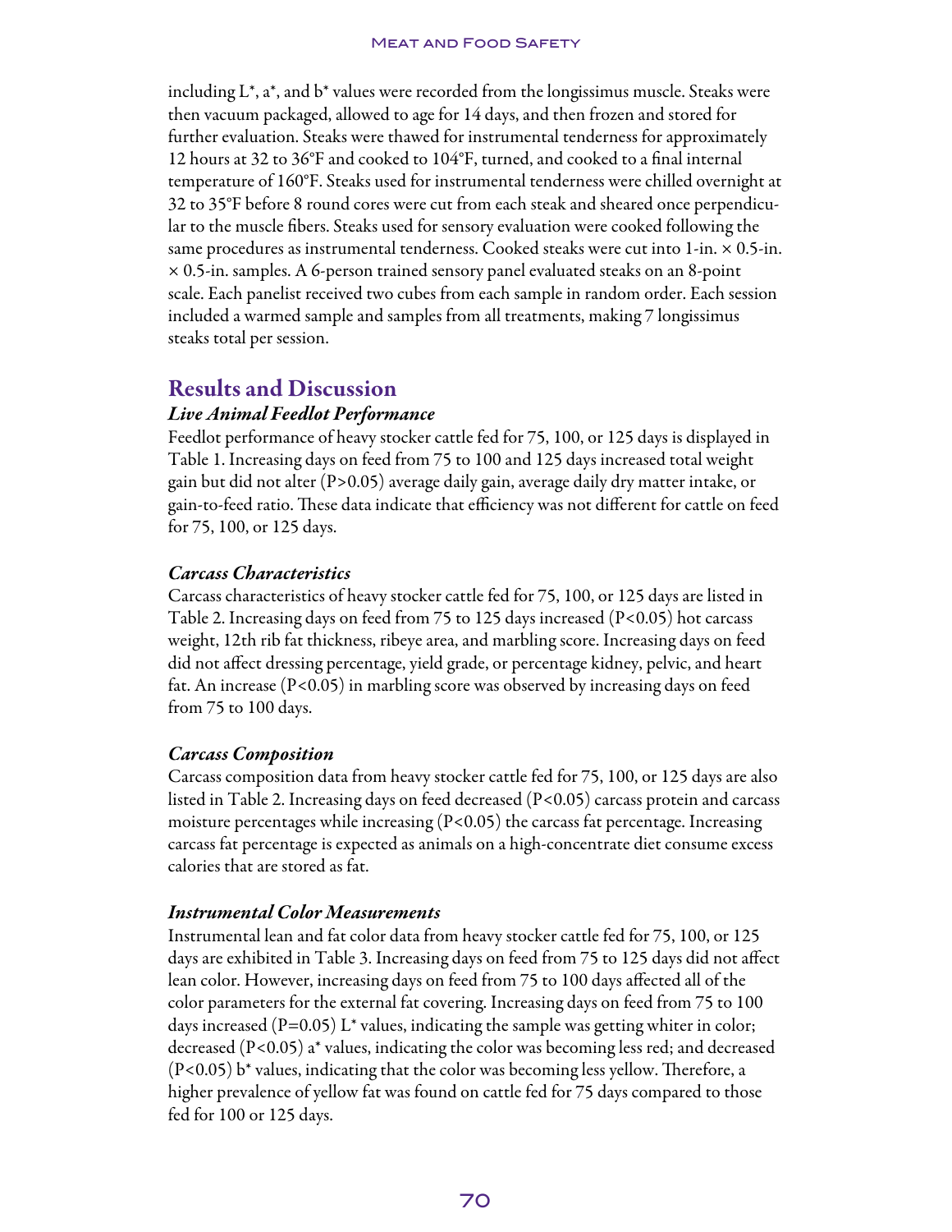including L*, a*, and b* values were recorded from the longissimus muscle. Steaks were then vacuum packaged, allowed to age for 14 days, and then frozen and stored for further evaluation. Steaks were thawed for instrumental tenderness for approximately 12 hours at 32 to 36°F and cooked to 104°F, turned, and cooked to a final internal temperature of 160°F. Steaks used for instrumental tenderness were chilled overnight at 32 to 35°F before 8 round cores were cut from each steak and sheared once perpendicular to the muscle fibers. Steaks used for sensory evaluation were cooked following the same procedures as instrumental tenderness. Cooked steaks were cut into 1-in. × 0.5-in. × 0.5-in. samples. A 6-person trained sensory panel evaluated steaks on an 8-point scale. Each panelist received two cubes from each sample in random order. Each session included a warmed sample and samples from all treatments, making 7 longissimus steaks total per session.

## Results and Discussion

### *Live Animal Feedlot Performance*

Feedlot performance of heavy stocker cattle fed for 75, 100, or 125 days is displayed in Table 1. Increasing days on feed from 75 to 100 and 125 days increased total weight gain but did not alter ($P>0.05$) average daily gain, average daily dry matter intake, or gain-to-feed ratio. These data indicate that efficiency was not different for cattle on feed for 75, 100, or 125 days.

### *Carcass Characteristics*

Carcass characteristics of heavy stocker cattle fed for 75, 100, or 125 days are listed in Table 2. Increasing days on feed from 75 to 125 days increased ($P<0.05$) hot carcass weight, 12th rib fat thickness, ribeye area, and marbling score. Increasing days on feed did not affect dressing percentage, yield grade, or percentage kidney, pelvic, and heart fat. An increase ($P<0.05$) in marbling score was observed by increasing days on feed from 75 to 100 days.

### *Carcass Composition*

Carcass composition data from heavy stocker cattle fed for 75, 100, or 125 days are also listed in Table 2. Increasing days on feed decreased ($P<0.05$) carcass protein and carcass moisture percentages while increasing ($P<0.05$) the carcass fat percentage. Increasing carcass fat percentage is expected as animals on a high-concentrate diet consume excess calories that are stored as fat.

### *Instrumental Color Measurements*

Instrumental lean and fat color data from heavy stocker cattle fed for 75, 100, or 125 days are exhibited in Table 3. Increasing days on feed from 75 to 125 days did not affect lean color. However, increasing days on feed from 75 to 100 days affected all of the color parameters for the external fat covering. Increasing days on feed from 75 to 100 days increased ($P=0.05$) L* values, indicating the sample was getting whiter in color; decreased ($P<0.05$) a* values, indicating the color was becoming less red; and decreased ($P<0.05$) b* values, indicating that the color was becoming less yellow. Therefore, a higher prevalence of yellow fat was found on cattle fed for 75 days compared to those fed for 100 or 125 days.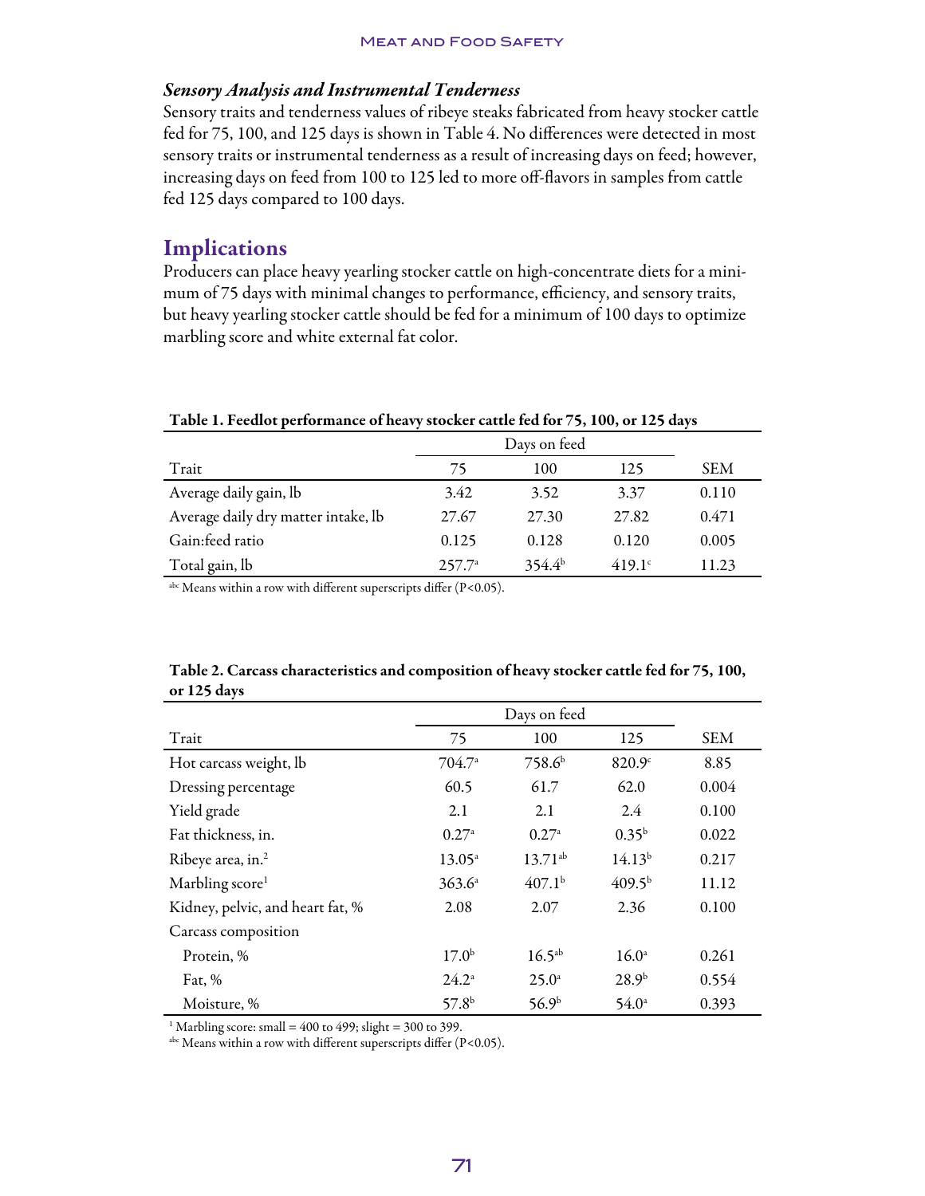### *Sensory Analysis and Instrumental Tenderness*

Sensory traits and tenderness values of ribeye steaks fabricated from heavy stocker cattle fed for 75, 100, and 125 days is shown in Table 4. No differences were detected in most sensory traits or instrumental tenderness as a result of increasing days on feed; however, increasing days on feed from 100 to 125 led to more off-flavors in samples from cattle fed 125 days compared to 100 days.

## Implications

Producers can place heavy yearling stocker cattle on high-concentrate diets for a minimum of 75 days with minimal changes to performance, efficiency, and sensory traits, but heavy yearling stocker cattle should be fed for a minimum of 100 days to optimize marbling score and white external fat color.

**Table 1. Feedlot performance of heavy stocker cattle fed for 75, 100, or 125 days**

| | Days on feed | | | |
|---|---|---|---|---|
| Trait | 75 | 100 | 125 | SEM |
| Average daily gain, lb | 3.42 | 3.52 | 3.37 | 0.110 |
| Average daily dry matter intake, lb | 27.67 | 27.30 | 27.82 | 0.471 |
| Gain:feed ratio | 0.125 | 0.128 | 0.120 | 0.005 |
| Total gain, lb | 257.7[a] | 354.4[b] | 419.1[c] | 11.23 |

[abc] Means within a row with different superscripts differ ($P<0.05$).

**Table 2. Carcass characteristics and composition of heavy stocker cattle fed for 75, 100, or 125 days**

| | Days on feed | | | |
|---|---|---|---|---|
| Trait | 75 | 100 | 125 | SEM |
| Hot carcass weight, lb | 704.7[a] | 758.6[b] | 820.9[c] | 8.85 |
| Dressing percentage | 60.5 | 61.7 | 62.0 | 0.004 |
| Yield grade | 2.1 | 2.1 | 2.4 | 0.100 |
| Fat thickness, in. | 0.27[a] | 0.27[a] | 0.35[b] | 0.022 |
| Ribeye area, in.$^2$ | 13.05[a] | 13.71[ab] | 14.13[b] | 0.217 |
| Marbling score[1] | 363.6[a] | 407.1[b] | 409.5[b] | 11.12 |
| Kidney, pelvic, and heart fat, % | 2.08 | 2.07 | 2.36 | 0.100 |
| Carcass composition | | | | |
| Protein, % | 17.0[b] | 16.5[ab] | 16.0[a] | 0.261 |
| Fat, % | 24.2[a] | 25.0[a] | 28.9[b] | 0.554 |
| Moisture, % | 57.8[b] | 56.9[b] | 54.0[a] | 0.393 |

[1] Marbling score: small = 400 to 499; slight = 300 to 399.
[abc] Means within a row with different superscripts differ ($P<0.05$).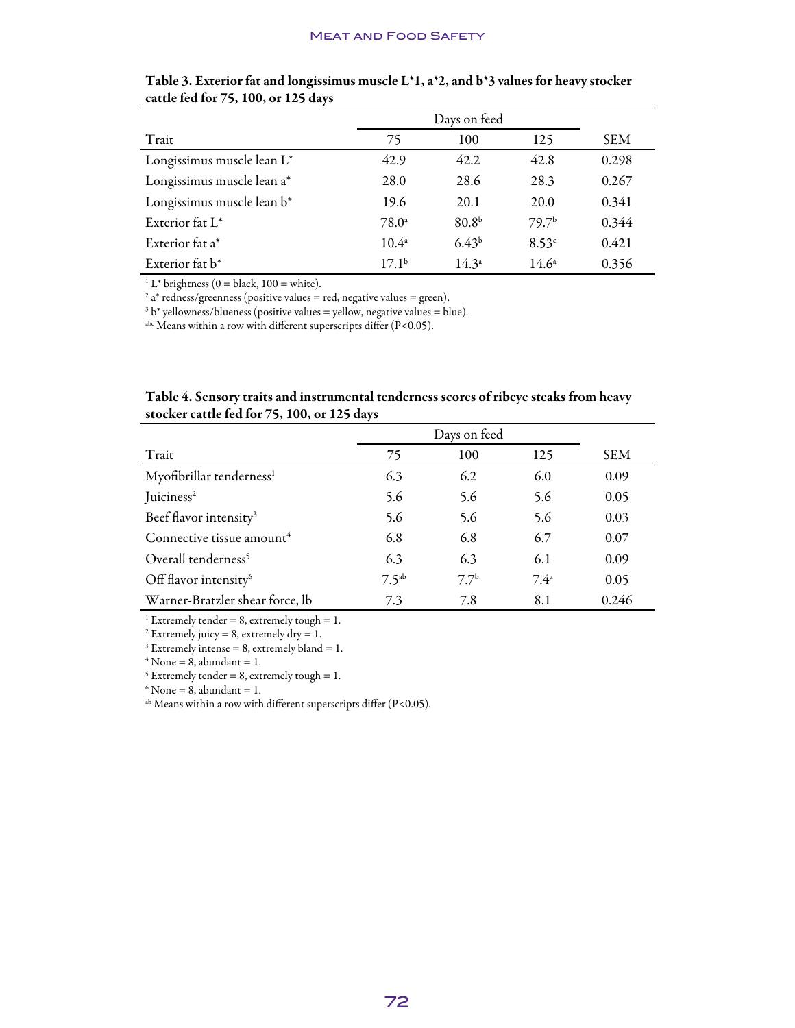**Table 3. Exterior fat and longissimus muscle L*1, a*2, and b*3 values for heavy stocker cattle fed for 75, 100, or 125 days**

| | Days on feed | | | |
|---|---|---|---|---|
| Trait | 75 | 100 | 125 | SEM |
| Longissimus muscle lean L* | 42.9 | 42.2 | 42.8 | 0.298 |
| Longissimus muscle lean a* | 28.0 | 28.6 | 28.3 | 0.267 |
| Longissimus muscle lean b* | 19.6 | 20.1 | 20.0 | 0.341 |
| Exterior fat L* | 78.0[a] | 80.8[b] | 79.7[b] | 0.344 |
| Exterior fat a* | 10.4[a] | 6.43[b] | 8.53[c] | 0.421 |
| Exterior fat b* | 17.1[b] | 14.3[a] | 14.6[a] | 0.356 |

[1] L* brightness (0 = black, 100 = white).
[2] a* redness/greenness (positive values = red, negative values = green).
[3] b* yellowness/blueness (positive values = yellow, negative values = blue).
[abc] Means within a row with different superscripts differ (P<0.05).

**Table 4. Sensory traits and instrumental tenderness scores of ribeye steaks from heavy stocker cattle fed for 75, 100, or 125 days**

| | Days on feed | | | |
|---|---|---|---|---|
| Trait | 75 | 100 | 125 | SEM |
| Myofibrillar tenderness[1] | 6.3 | 6.2 | 6.0 | 0.09 |
| Juiciness[2] | 5.6 | 5.6 | 5.6 | 0.05 |
| Beef flavor intensity[3] | 5.6 | 5.6 | 5.6 | 0.03 |
| Connective tissue amount[4] | 6.8 | 6.8 | 6.7 | 0.07 |
| Overall tenderness[5] | 6.3 | 6.3 | 6.1 | 0.09 |
| Off flavor intensity[6] | 7.5[ab] | 7.7[b] | 7.4[a] | 0.05 |
| Warner-Bratzler shear force, lb | 7.3 | 7.8 | 8.1 | 0.246 |

[1] Extremely tender = 8, extremely tough = 1.
[2] Extremely juicy = 8, extremely dry = 1.
[3] Extremely intense = 8, extremely bland = 1.
[4] None = 8, abundant = 1.
[5] Extremely tender = 8, extremely tough = 1.
[6] None = 8, abundant = 1.
[ab] Means within a row with different superscripts differ (P<0.05).